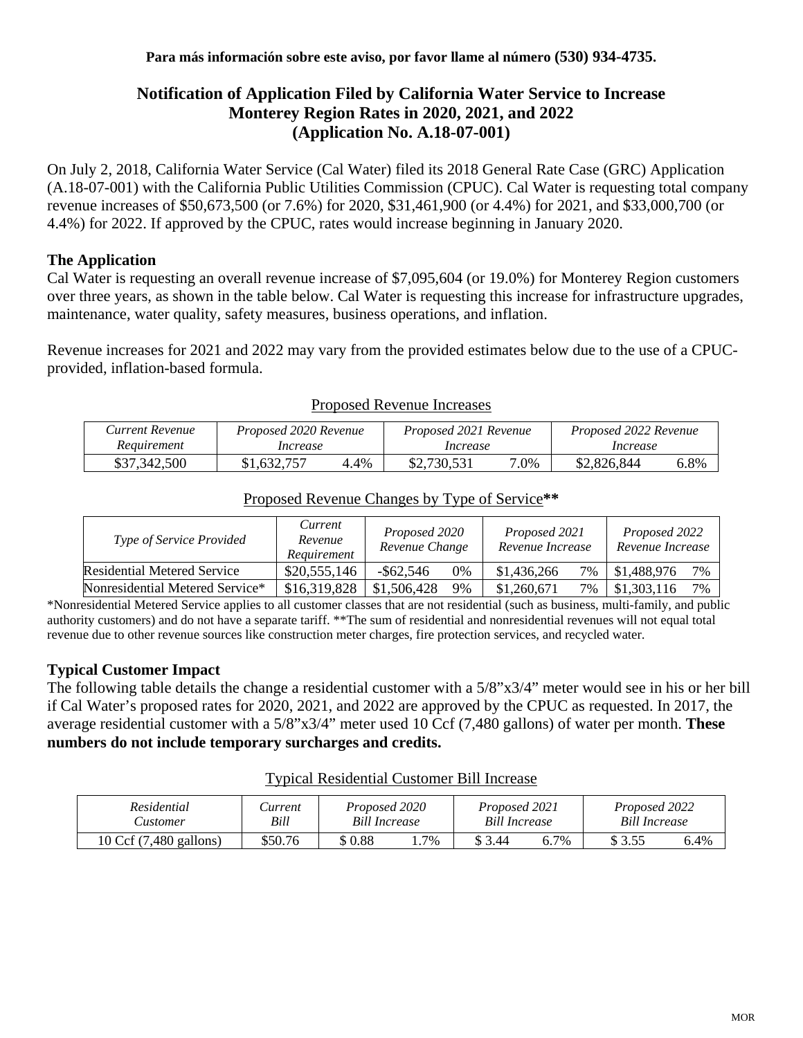**Para más información sobre este aviso, por favor llame al número (530) 934-4735.**

# Notification of Application Filed by California Water Service to Increase Monterey Region Rates in 2020, 2021, and 2022 (Application No. A.18-07-001)

On July 2, 2018, California Water Service (Cal Water) filed its 2018 General Rate Case (GRC) Application (A.18-07-001) with the California Public Utilities Commission (CPUC). Cal Water is requesting total company revenue increases of $50,673,500 (or 7.6%) for 2020, $31,461,900 (or 4.4%) for 2021, and $33,000,700 (or 4.4%) for 2022. If approved by the CPUC, rates would increase beginning in January 2020.

## The Application

Cal Water is requesting an overall revenue increase of $7,095,604 (or 19.0%) for Monterey Region customers over three years, as shown in the table below. Cal Water is requesting this increase for infrastructure upgrades, maintenance, water quality, safety measures, business operations, and inflation.

Revenue increases for 2021 and 2022 may vary from the provided estimates below due to the use of a CPUC-provided, inflation-based formula.

Proposed Revenue Increases

| *Current Revenue Requirement* | *Proposed 2020 Revenue Increase* | | *Proposed 2021 Revenue Increase* | | *Proposed 2022 Revenue Increase* | |
|---|---|---|---|---|---|---|
| $37,342,500 | $1,632,757 | 4.4% | $2,730,531 | 7.0% | $2,826,844 | 6.8% |

Proposed Revenue Changes by Type of Service**

| *Type of Service Provided* | *Current Revenue Requirement* | *Proposed 2020 Revenue Change* | | *Proposed 2021 Revenue Increase* | | *Proposed 2022 Revenue Increase* | |
|---|---|---|---|---|---|---|---|
| Residential Metered Service | $20,555,146 | -$62,546 | 0% | $1,436,266 | 7% | $1,488,976 | 7% |
| Nonresidential Metered Service* | $16,319,828 | $1,506,428 | 9% | $1,260,671 | 7% | $1,303,116 | 7% |

*Nonresidential Metered Service applies to all customer classes that are not residential (such as business, multi-family, and public authority customers) and do not have a separate tariff. **The sum of residential and nonresidential revenues will not equal total revenue due to other revenue sources like construction meter charges, fire protection services, and recycled water.

## Typical Customer Impact

The following table details the change a residential customer with a 5/8"x3/4" meter would see in his or her bill if Cal Water's proposed rates for 2020, 2021, and 2022 are approved by the CPUC as requested. In 2017, the average residential customer with a 5/8"x3/4" meter used 10 Ccf (7,480 gallons) of water per month. **These numbers do not include temporary surcharges and credits.**

Typical Residential Customer Bill Increase

| *Residential Customer* | *Current Bill* | *Proposed 2020 Bill Increase* | | *Proposed 2021 Bill Increase* | | *Proposed 2022 Bill Increase* | |
|---|---|---|---|---|---|---|---|
| 10 Ccf (7,480 gallons) | $50.76 | $ 0.88 | 1.7% | $ 3.44 | 6.7% | $ 3.55 | 6.4% |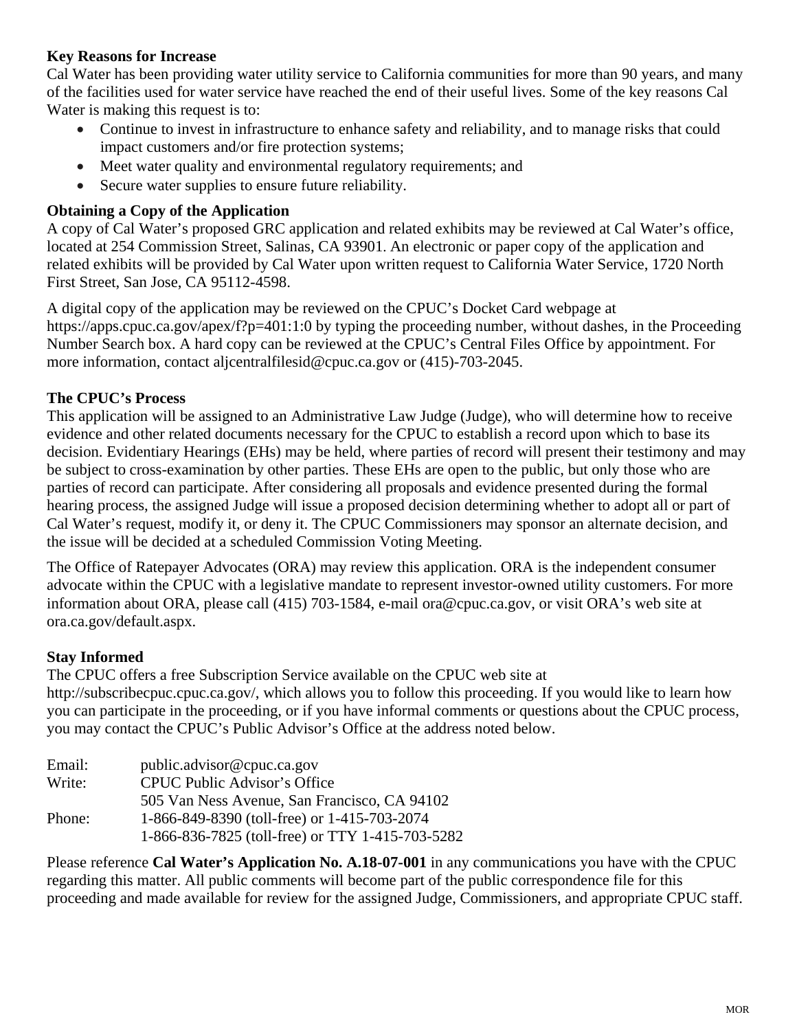**Key Reasons for Increase**

Cal Water has been providing water utility service to California communities for more than 90 years, and many of the facilities used for water service have reached the end of their useful lives. Some of the key reasons Cal Water is making this request is to:

- Continue to invest in infrastructure to enhance safety and reliability, and to manage risks that could impact customers and/or fire protection systems;
- Meet water quality and environmental regulatory requirements; and
- Secure water supplies to ensure future reliability.

**Obtaining a Copy of the Application**

A copy of Cal Water's proposed GRC application and related exhibits may be reviewed at Cal Water's office, located at 254 Commission Street, Salinas, CA 93901. An electronic or paper copy of the application and related exhibits will be provided by Cal Water upon written request to California Water Service, 1720 North First Street, San Jose, CA 95112-4598.

A digital copy of the application may be reviewed on the CPUC's Docket Card webpage at https://apps.cpuc.ca.gov/apex/f?p=401:1:0 by typing the proceeding number, without dashes, in the Proceeding Number Search box. A hard copy can be reviewed at the CPUC's Central Files Office by appointment. For more information, contact aljcentralfilesid@cpuc.ca.gov or (415)-703-2045.

**The CPUC's Process**

This application will be assigned to an Administrative Law Judge (Judge), who will determine how to receive evidence and other related documents necessary for the CPUC to establish a record upon which to base its decision. Evidentiary Hearings (EHs) may be held, where parties of record will present their testimony and may be subject to cross-examination by other parties. These EHs are open to the public, but only those who are parties of record can participate. After considering all proposals and evidence presented during the formal hearing process, the assigned Judge will issue a proposed decision determining whether to adopt all or part of Cal Water's request, modify it, or deny it. The CPUC Commissioners may sponsor an alternate decision, and the issue will be decided at a scheduled Commission Voting Meeting.

The Office of Ratepayer Advocates (ORA) may review this application. ORA is the independent consumer advocate within the CPUC with a legislative mandate to represent investor-owned utility customers. For more information about ORA, please call (415) 703-1584, e-mail ora@cpuc.ca.gov, or visit ORA's web site at ora.ca.gov/default.aspx.

**Stay Informed**

The CPUC offers a free Subscription Service available on the CPUC web site at http://subscribecpuc.cpuc.ca.gov/, which allows you to follow this proceeding. If you would like to learn how you can participate in the proceeding, or if you have informal comments or questions about the CPUC process, you may contact the CPUC's Public Advisor's Office at the address noted below.

| | |
|---|---|
| Email: | public.advisor@cpuc.ca.gov |
| Write: | CPUC Public Advisor's Office |
| | 505 Van Ness Avenue, San Francisco, CA 94102 |
| Phone: | 1-866-849-8390 (toll-free) or 1-415-703-2074 |
| | 1-866-836-7825 (toll-free) or TTY 1-415-703-5282 |

Please reference **Cal Water's Application No. A.18-07-001** in any communications you have with the CPUC regarding this matter. All public comments will become part of the public correspondence file for this proceeding and made available for review for the assigned Judge, Commissioners, and appropriate CPUC staff.

MOR